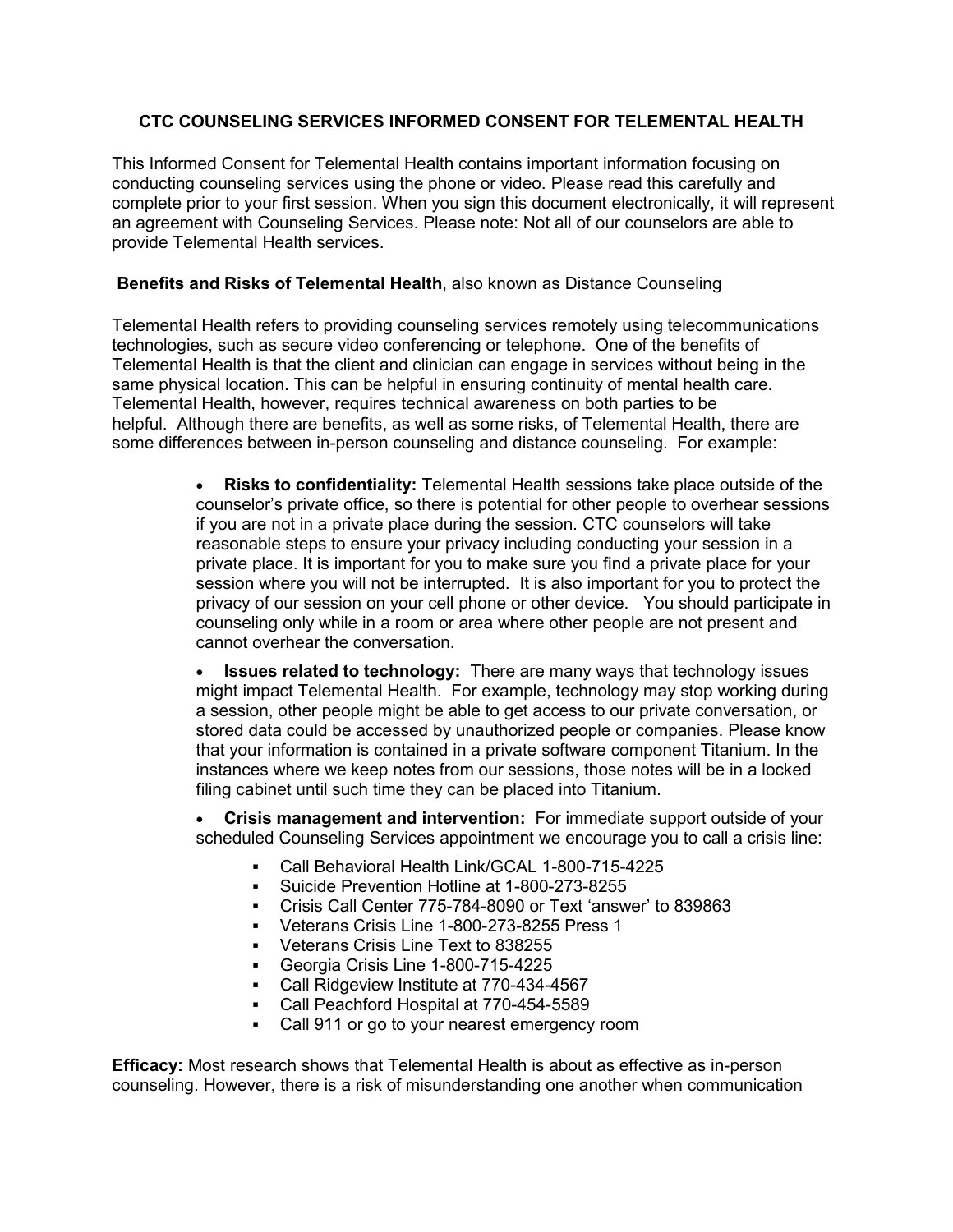# CTC COUNSELING SERVICES INFORMED CONSENT FOR TELEMENTAL HEALTH

This Informed Consent for Telemental Health contains important information focusing on conducting counseling services using the phone or video. Please read this carefully and complete prior to your first session. When you sign this document electronically, it will represent an agreement with Counseling Services. Please note: Not all of our counselors are able to provide Telemental Health services.

**Benefits and Risks of Telemental Health**, also known as Distance Counseling

Telemental Health refers to providing counseling services remotely using telecommunications technologies, such as secure video conferencing or telephone. One of the benefits of Telemental Health is that the client and clinician can engage in services without being in the same physical location. This can be helpful in ensuring continuity of mental health care. Telemental Health, however, requires technical awareness on both parties to be helpful. Although there are benefits, as well as some risks, of Telemental Health, there are some differences between in-person counseling and distance counseling. For example:

- **Risks to confidentiality:** Telemental Health sessions take place outside of the counselor's private office, so there is potential for other people to overhear sessions if you are not in a private place during the session. CTC counselors will take reasonable steps to ensure your privacy including conducting your session in a private place. It is important for you to make sure you find a private place for your session where you will not be interrupted. It is also important for you to protect the privacy of our session on your cell phone or other device. You should participate in counseling only while in a room or area where other people are not present and cannot overhear the conversation.

- **Issues related to technology:** There are many ways that technology issues might impact Telemental Health. For example, technology may stop working during a session, other people might be able to get access to our private conversation, or stored data could be accessed by unauthorized people or companies. Please know that your information is contained in a private software component Titanium. In the instances where we keep notes from our sessions, those notes will be in a locked filing cabinet until such time they can be placed into Titanium.

- **Crisis management and intervention:** For immediate support outside of your scheduled Counseling Services appointment we encourage you to call a crisis line:
  - Call Behavioral Health Link/GCAL 1-800-715-4225
  - Suicide Prevention Hotline at 1-800-273-8255
  - Crisis Call Center 775-784-8090 or Text 'answer' to 839863
  - Veterans Crisis Line 1-800-273-8255 Press 1
  - Veterans Crisis Line Text to 838255
  - Georgia Crisis Line 1-800-715-4225
  - Call Ridgeview Institute at 770-434-4567
  - Call Peachford Hospital at 770-454-5589
  - Call 911 or go to your nearest emergency room

**Efficacy:** Most research shows that Telemental Health is about as effective as in-person counseling. However, there is a risk of misunderstanding one another when communication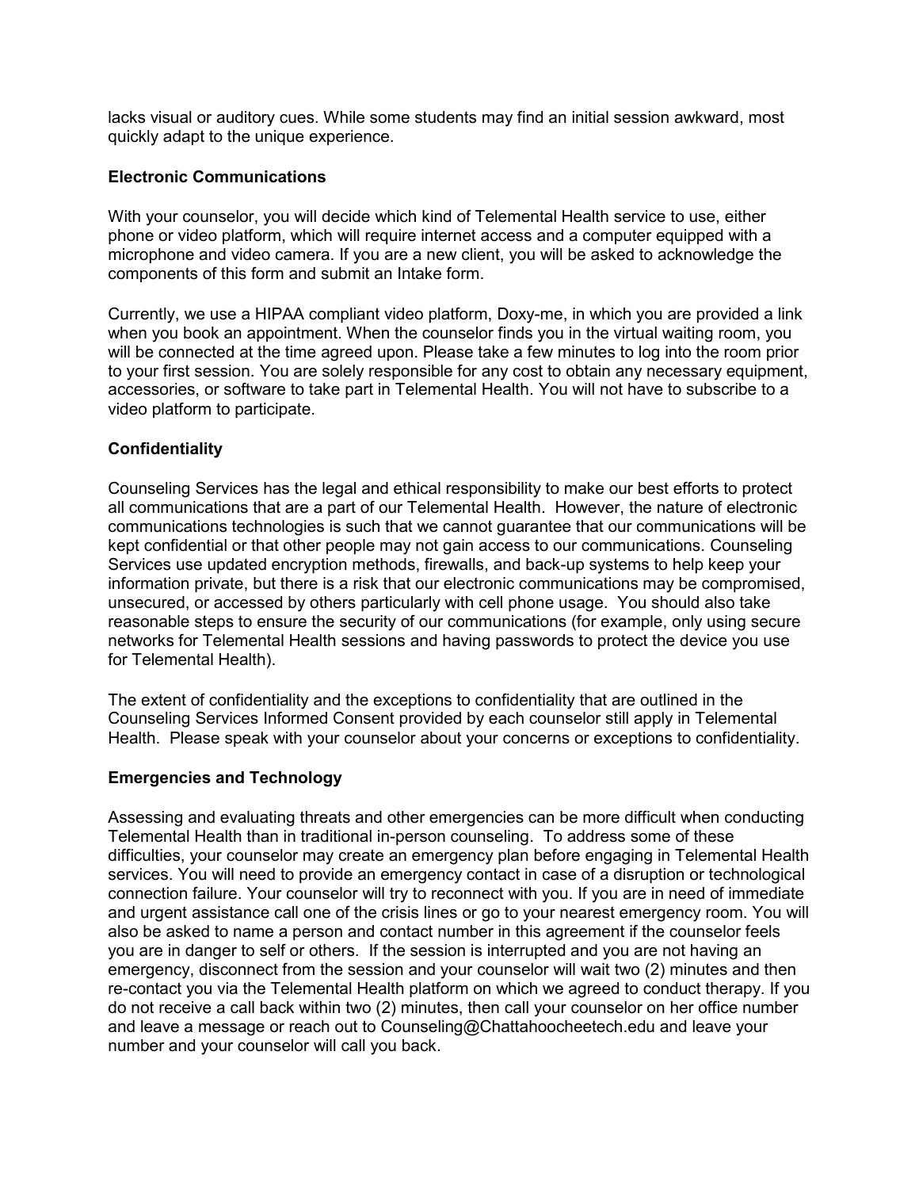lacks visual or auditory cues. While some students may find an initial session awkward, most quickly adapt to the unique experience.

**Electronic Communications**

With your counselor, you will decide which kind of Telemental Health service to use, either phone or video platform, which will require internet access and a computer equipped with a microphone and video camera. If you are a new client, you will be asked to acknowledge the components of this form and submit an Intake form.

Currently, we use a HIPAA compliant video platform, Doxy-me, in which you are provided a link when you book an appointment. When the counselor finds you in the virtual waiting room, you will be connected at the time agreed upon. Please take a few minutes to log into the room prior to your first session. You are solely responsible for any cost to obtain any necessary equipment, accessories, or software to take part in Telemental Health. You will not have to subscribe to a video platform to participate.

**Confidentiality**

Counseling Services has the legal and ethical responsibility to make our best efforts to protect all communications that are a part of our Telemental Health. However, the nature of electronic communications technologies is such that we cannot guarantee that our communications will be kept confidential or that other people may not gain access to our communications. Counseling Services use updated encryption methods, firewalls, and back-up systems to help keep your information private, but there is a risk that our electronic communications may be compromised, unsecured, or accessed by others particularly with cell phone usage. You should also take reasonable steps to ensure the security of our communications (for example, only using secure networks for Telemental Health sessions and having passwords to protect the device you use for Telemental Health).

The extent of confidentiality and the exceptions to confidentiality that are outlined in the Counseling Services Informed Consent provided by each counselor still apply in Telemental Health. Please speak with your counselor about your concerns or exceptions to confidentiality.

**Emergencies and Technology**

Assessing and evaluating threats and other emergencies can be more difficult when conducting Telemental Health than in traditional in-person counseling. To address some of these difficulties, your counselor may create an emergency plan before engaging in Telemental Health services. You will need to provide an emergency contact in case of a disruption or technological connection failure. Your counselor will try to reconnect with you. If you are in need of immediate and urgent assistance call one of the crisis lines or go to your nearest emergency room. You will also be asked to name a person and contact number in this agreement if the counselor feels you are in danger to self or others. If the session is interrupted and you are not having an emergency, disconnect from the session and your counselor will wait two (2) minutes and then re-contact you via the Telemental Health platform on which we agreed to conduct therapy. If you do not receive a call back within two (2) minutes, then call your counselor on her office number and leave a message or reach out to Counseling@Chattahoocheetech.edu and leave your number and your counselor will call you back.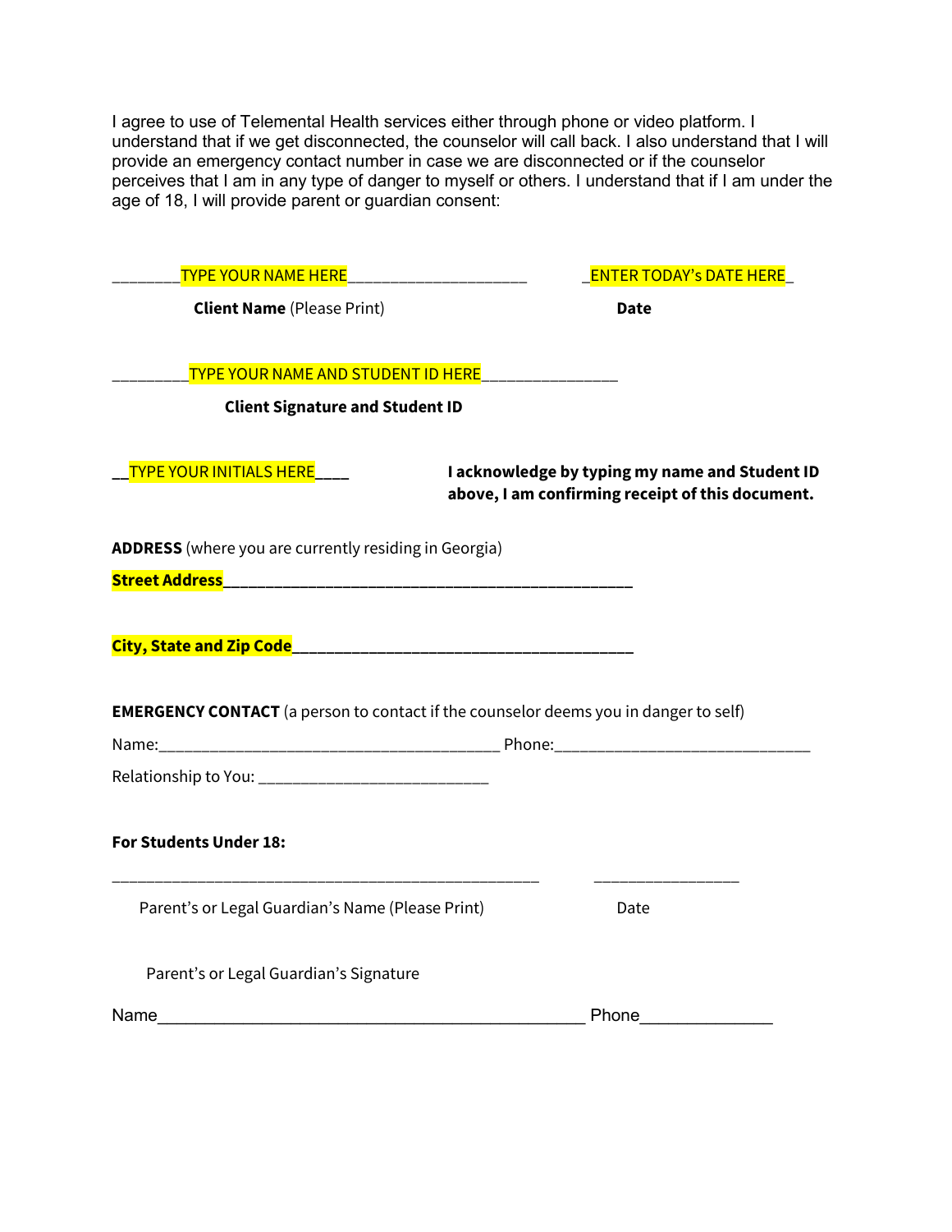I agree to use of Telemental Health services either through phone or video platform. I understand that if we get disconnected, the counselor will call back. I also understand that I will provide an emergency contact number in case we are disconnected or if the counselor perceives that I am in any type of danger to myself or others. I understand that if I am under the age of 18, I will provide parent or guardian consent:

________TYPE YOUR NAME HERE____________________ _ENTER TODAY's DATE HERE_

**Client Name** (Please Print) **Date**

_________TYPE YOUR NAME AND STUDENT ID HERE________________

**Client Signature and Student ID**

__TYPE YOUR INITIALS HERE____

**I acknowledge by typing my name and Student ID above, I am confirming receipt of this document.**

**ADDRESS** (where you are currently residing in Georgia)

**Street Address**_______________________________________________

**City, State and Zip Code**_______________________________________

**EMERGENCY CONTACT** (a person to contact if the counselor deems you in danger to self)

Name:________________________________________ Phone:_____________________________

Relationship to You: __________________________

**For Students Under 18:**

__________________________________________________ _________________

Parent's or Legal Guardian's Name (Please Print) Date

Parent's or Legal Guardian's Signature

Name_______________________________________________ Phone______________